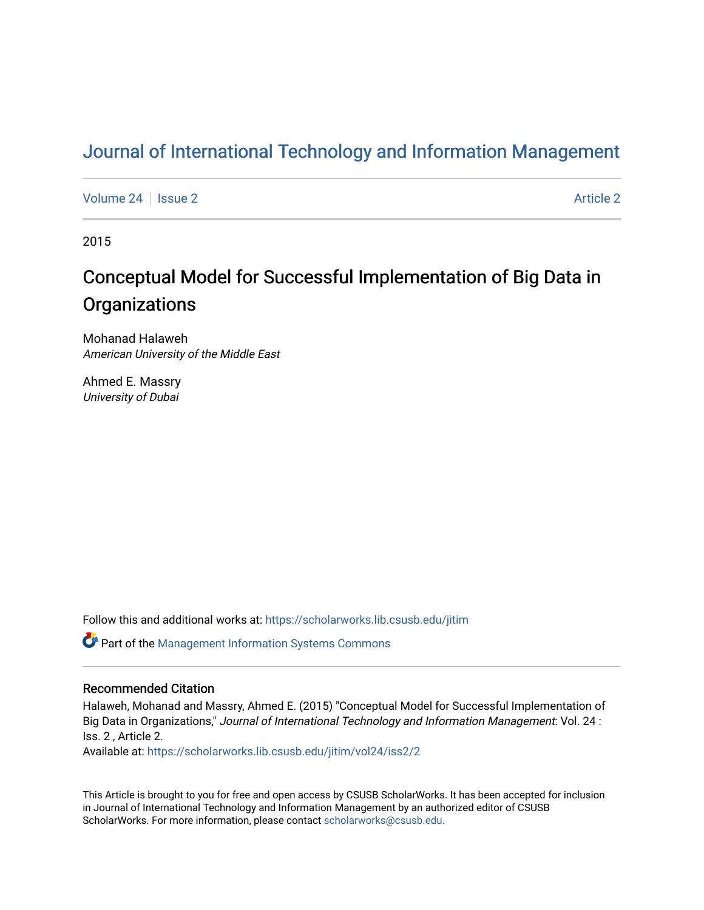# Journal of International Technology and Information Management

Volume 24 | Issue 2 | Article 2

2015

## Conceptual Model for Successful Implementation of Big Data in Organizations

Mohanad Halaweh
*American University of the Middle East*

Ahmed E. Massry
*University of Dubai*

Follow this and additional works at: https://scholarworks.lib.csusb.edu/jitim

Part of the Management Information Systems Commons

### Recommended Citation

Halaweh, Mohanad and Massry, Ahmed E. (2015) "Conceptual Model for Successful Implementation of Big Data in Organizations," *Journal of International Technology and Information Management*: Vol. 24 : Iss. 2 , Article 2.
Available at: https://scholarworks.lib.csusb.edu/jitim/vol24/iss2/2

This Article is brought to you for free and open access by CSUSB ScholarWorks. It has been accepted for inclusion in Journal of International Technology and Information Management by an authorized editor of CSUSB ScholarWorks. For more information, please contact scholarworks@csusb.edu.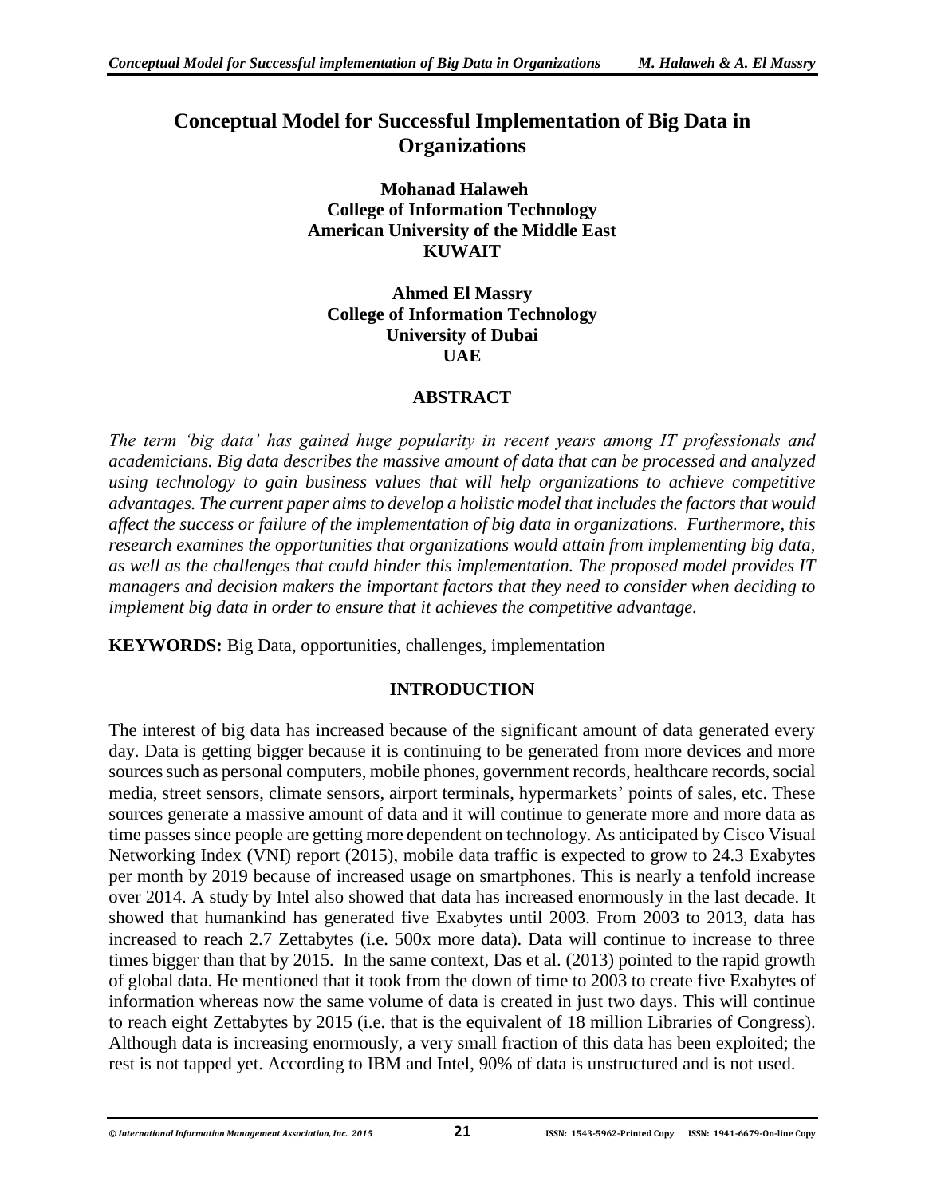# Conceptual Model for Successful Implementation of Big Data in Organizations

**Mohanad Halaweh**
**College of Information Technology**
**American University of the Middle East**
**KUWAIT**

**Ahmed El Massry**
**College of Information Technology**
**University of Dubai**
**UAE**

## ABSTRACT

*The term 'big data' has gained huge popularity in recent years among IT professionals and academicians. Big data describes the massive amount of data that can be processed and analyzed using technology to gain business values that will help organizations to achieve competitive advantages. The current paper aims to develop a holistic model that includes the factors that would affect the success or failure of the implementation of big data in organizations. Furthermore, this research examines the opportunities that organizations would attain from implementing big data, as well as the challenges that could hinder this implementation. The proposed model provides IT managers and decision makers the important factors that they need to consider when deciding to implement big data in order to ensure that it achieves the competitive advantage.*

**KEYWORDS:** Big Data, opportunities, challenges, implementation

## INTRODUCTION

The interest of big data has increased because of the significant amount of data generated every day. Data is getting bigger because it is continuing to be generated from more devices and more sources such as personal computers, mobile phones, government records, healthcare records, social media, street sensors, climate sensors, airport terminals, hypermarkets' points of sales, etc. These sources generate a massive amount of data and it will continue to generate more and more data as time passes since people are getting more dependent on technology. As anticipated by Cisco Visual Networking Index (VNI) report (2015), mobile data traffic is expected to grow to 24.3 Exabytes per month by 2019 because of increased usage on smartphones. This is nearly a tenfold increase over 2014. A study by Intel also showed that data has increased enormously in the last decade. It showed that humankind has generated five Exabytes until 2003. From 2003 to 2013, data has increased to reach 2.7 Zettabytes (i.e. 500x more data). Data will continue to increase to three times bigger than that by 2015. In the same context, Das et al. (2013) pointed to the rapid growth of global data. He mentioned that it took from the down of time to 2003 to create five Exabytes of information whereas now the same volume of data is created in just two days. This will continue to reach eight Zettabytes by 2015 (i.e. that is the equivalent of 18 million Libraries of Congress). Although data is increasing enormously, a very small fraction of this data has been exploited; the rest is not tapped yet. According to IBM and Intel, 90% of data is unstructured and is not used.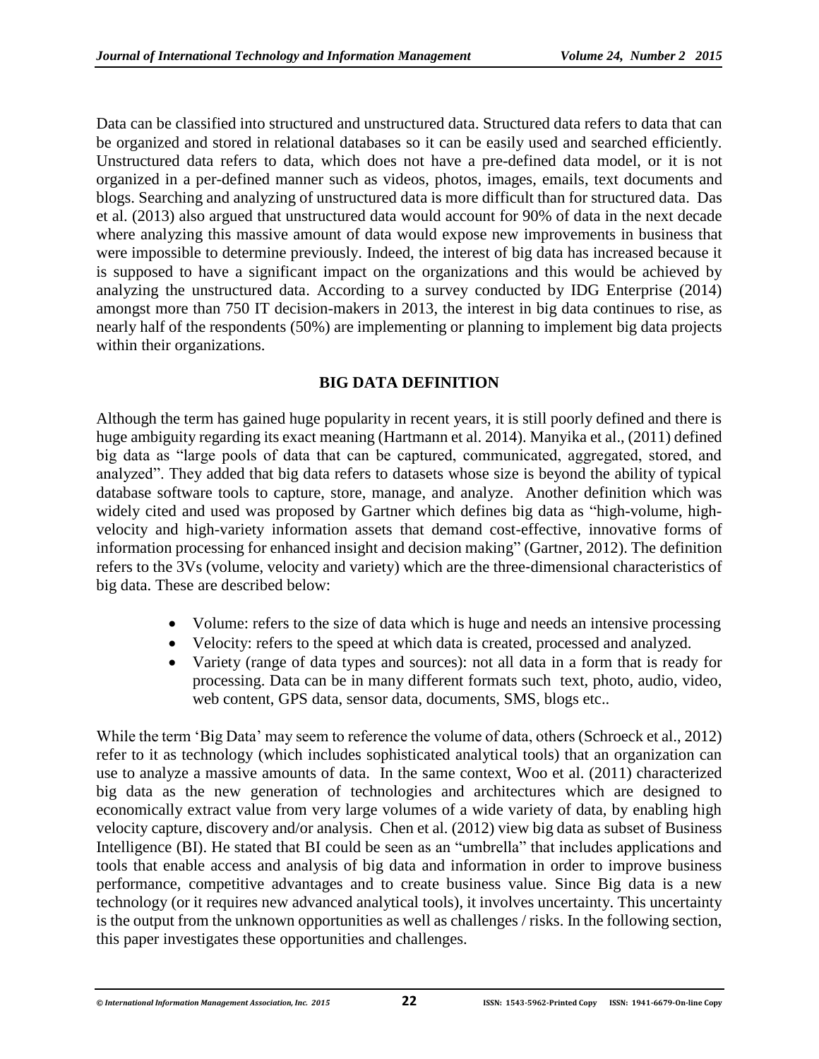Data can be classified into structured and unstructured data. Structured data refers to data that can be organized and stored in relational databases so it can be easily used and searched efficiently. Unstructured data refers to data, which does not have a pre-defined data model, or it is not organized in a per-defined manner such as videos, photos, images, emails, text documents and blogs. Searching and analyzing of unstructured data is more difficult than for structured data. Das et al. (2013) also argued that unstructured data would account for 90% of data in the next decade where analyzing this massive amount of data would expose new improvements in business that were impossible to determine previously. Indeed, the interest of big data has increased because it is supposed to have a significant impact on the organizations and this would be achieved by analyzing the unstructured data. According to a survey conducted by IDG Enterprise (2014) amongst more than 750 IT decision-makers in 2013, the interest in big data continues to rise, as nearly half of the respondents (50%) are implementing or planning to implement big data projects within their organizations.

## BIG DATA DEFINITION

Although the term has gained huge popularity in recent years, it is still poorly defined and there is huge ambiguity regarding its exact meaning (Hartmann et al. 2014). Manyika et al., (2011) defined big data as "large pools of data that can be captured, communicated, aggregated, stored, and analyzed". They added that big data refers to datasets whose size is beyond the ability of typical database software tools to capture, store, manage, and analyze. Another definition which was widely cited and used was proposed by Gartner which defines big data as "high-volume, high-velocity and high-variety information assets that demand cost-effective, innovative forms of information processing for enhanced insight and decision making" (Gartner, 2012). The definition refers to the 3Vs (volume, velocity and variety) which are the three-dimensional characteristics of big data. These are described below:

- Volume: refers to the size of data which is huge and needs an intensive processing
- Velocity: refers to the speed at which data is created, processed and analyzed.
- Variety (range of data types and sources): not all data in a form that is ready for processing. Data can be in many different formats such text, photo, audio, video, web content, GPS data, sensor data, documents, SMS, blogs etc..

While the term 'Big Data' may seem to reference the volume of data, others (Schroeck et al., 2012) refer to it as technology (which includes sophisticated analytical tools) that an organization can use to analyze a massive amounts of data. In the same context, Woo et al. (2011) characterized big data as the new generation of technologies and architectures which are designed to economically extract value from very large volumes of a wide variety of data, by enabling high velocity capture, discovery and/or analysis. Chen et al. (2012) view big data as subset of Business Intelligence (BI). He stated that BI could be seen as an "umbrella" that includes applications and tools that enable access and analysis of big data and information in order to improve business performance, competitive advantages and to create business value. Since Big data is a new technology (or it requires new advanced analytical tools), it involves uncertainty. This uncertainty is the output from the unknown opportunities as well as challenges / risks. In the following section, this paper investigates these opportunities and challenges.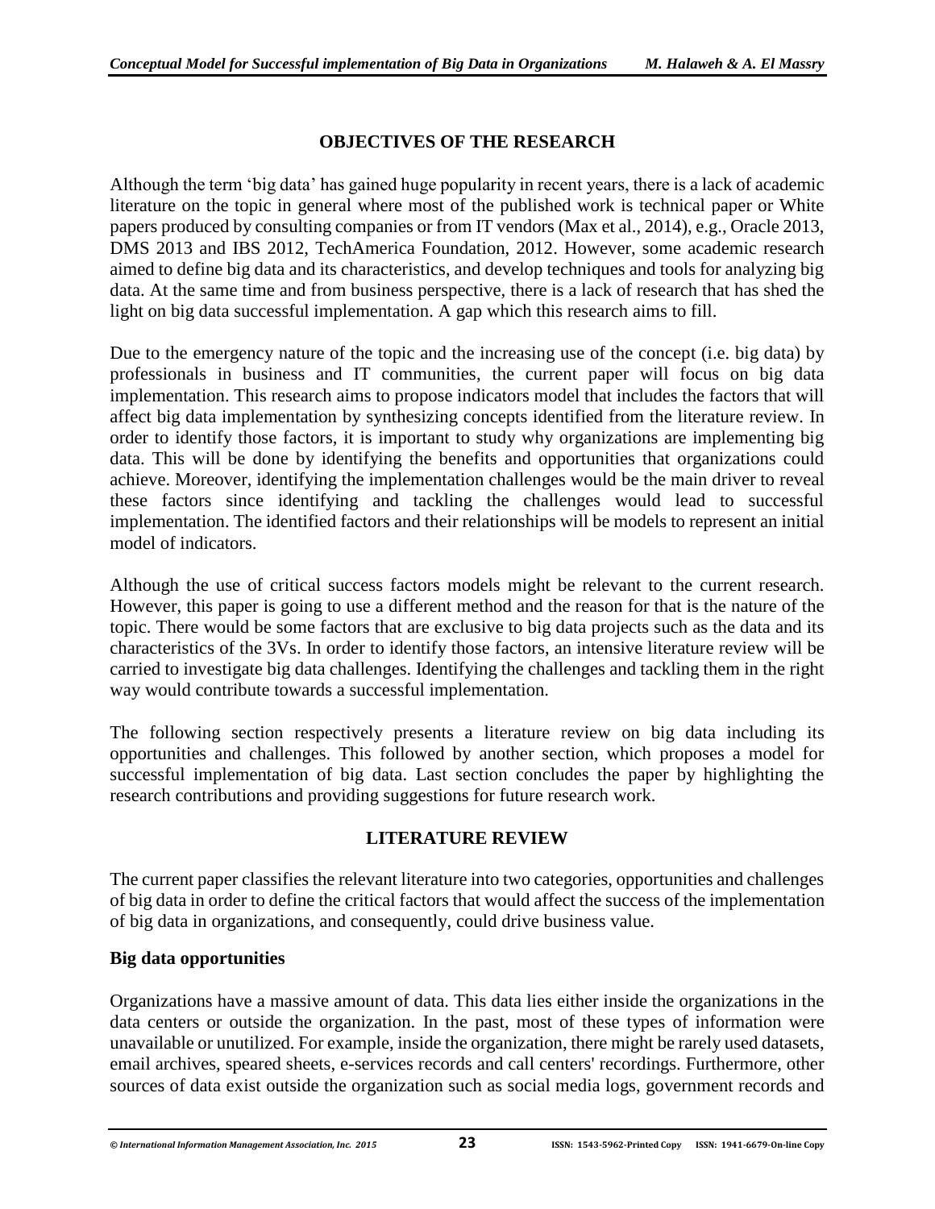## OBJECTIVES OF THE RESEARCH

Although the term 'big data' has gained huge popularity in recent years, there is a lack of academic literature on the topic in general where most of the published work is technical paper or White papers produced by consulting companies or from IT vendors (Max et al., 2014), e.g., Oracle 2013, DMS 2013 and IBS 2012, TechAmerica Foundation, 2012. However, some academic research aimed to define big data and its characteristics, and develop techniques and tools for analyzing big data. At the same time and from business perspective, there is a lack of research that has shed the light on big data successful implementation. A gap which this research aims to fill.

Due to the emergency nature of the topic and the increasing use of the concept (i.e. big data) by professionals in business and IT communities, the current paper will focus on big data implementation. This research aims to propose indicators model that includes the factors that will affect big data implementation by synthesizing concepts identified from the literature review. In order to identify those factors, it is important to study why organizations are implementing big data. This will be done by identifying the benefits and opportunities that organizations could achieve. Moreover, identifying the implementation challenges would be the main driver to reveal these factors since identifying and tackling the challenges would lead to successful implementation. The identified factors and their relationships will be models to represent an initial model of indicators.

Although the use of critical success factors models might be relevant to the current research. However, this paper is going to use a different method and the reason for that is the nature of the topic. There would be some factors that are exclusive to big data projects such as the data and its characteristics of the 3Vs. In order to identify those factors, an intensive literature review will be carried to investigate big data challenges. Identifying the challenges and tackling them in the right way would contribute towards a successful implementation.

The following section respectively presents a literature review on big data including its opportunities and challenges. This followed by another section, which proposes a model for successful implementation of big data. Last section concludes the paper by highlighting the research contributions and providing suggestions for future research work.

## LITERATURE REVIEW

The current paper classifies the relevant literature into two categories, opportunities and challenges of big data in order to define the critical factors that would affect the success of the implementation of big data in organizations, and consequently, could drive business value.

### Big data opportunities

Organizations have a massive amount of data. This data lies either inside the organizations in the data centers or outside the organization. In the past, most of these types of information were unavailable or unutilized. For example, inside the organization, there might be rarely used datasets, email archives, speared sheets, e-services records and call centers' recordings. Furthermore, other sources of data exist outside the organization such as social media logs, government records and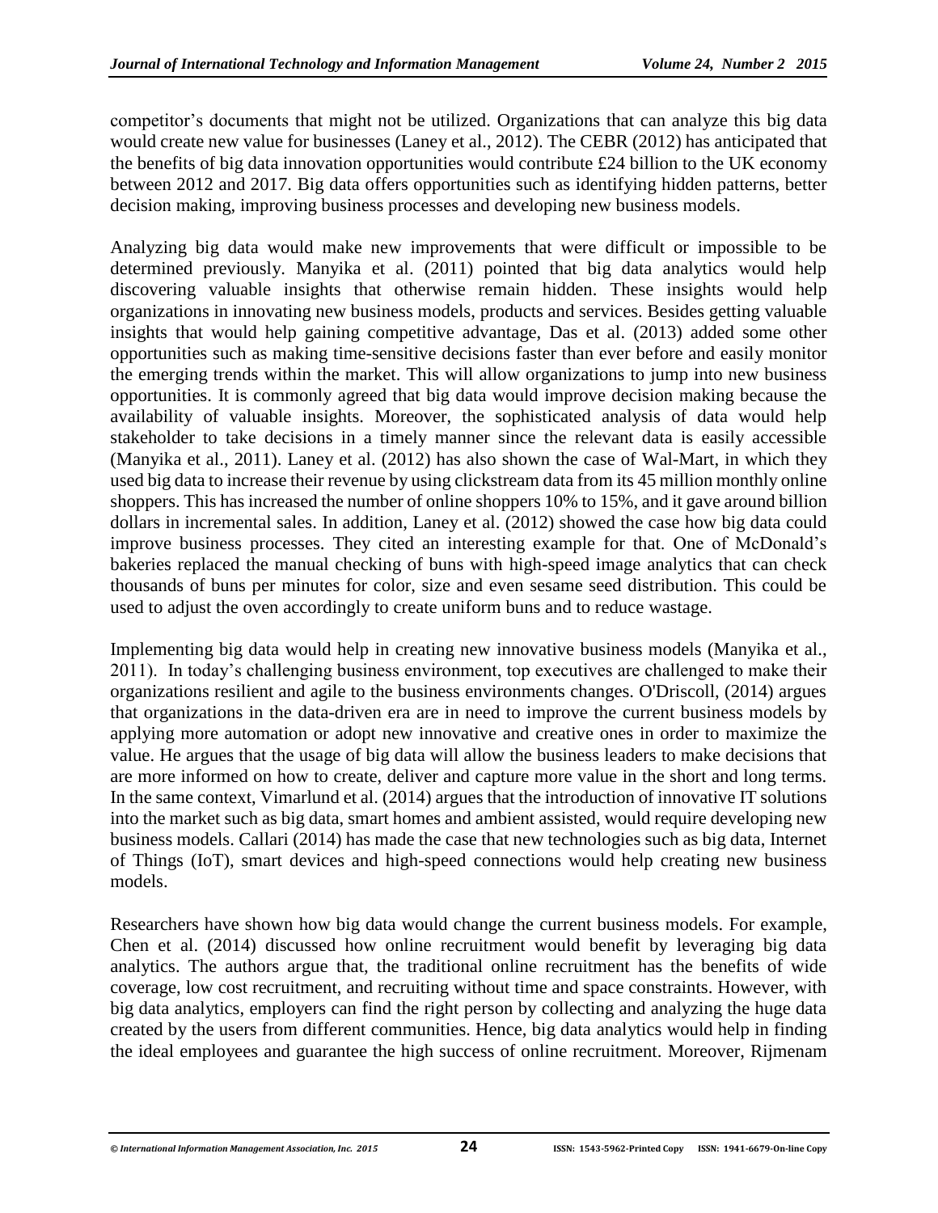competitor's documents that might not be utilized. Organizations that can analyze this big data would create new value for businesses (Laney et al., 2012). The CEBR (2012) has anticipated that the benefits of big data innovation opportunities would contribute £24 billion to the UK economy between 2012 and 2017. Big data offers opportunities such as identifying hidden patterns, better decision making, improving business processes and developing new business models.

Analyzing big data would make new improvements that were difficult or impossible to be determined previously. Manyika et al. (2011) pointed that big data analytics would help discovering valuable insights that otherwise remain hidden. These insights would help organizations in innovating new business models, products and services. Besides getting valuable insights that would help gaining competitive advantage, Das et al. (2013) added some other opportunities such as making time-sensitive decisions faster than ever before and easily monitor the emerging trends within the market. This will allow organizations to jump into new business opportunities. It is commonly agreed that big data would improve decision making because the availability of valuable insights. Moreover, the sophisticated analysis of data would help stakeholder to take decisions in a timely manner since the relevant data is easily accessible (Manyika et al., 2011). Laney et al. (2012) has also shown the case of Wal-Mart, in which they used big data to increase their revenue by using clickstream data from its 45 million monthly online shoppers. This has increased the number of online shoppers 10% to 15%, and it gave around billion dollars in incremental sales. In addition, Laney et al. (2012) showed the case how big data could improve business processes. They cited an interesting example for that. One of McDonald's bakeries replaced the manual checking of buns with high-speed image analytics that can check thousands of buns per minutes for color, size and even sesame seed distribution. This could be used to adjust the oven accordingly to create uniform buns and to reduce wastage.

Implementing big data would help in creating new innovative business models (Manyika et al., 2011). In today's challenging business environment, top executives are challenged to make their organizations resilient and agile to the business environments changes. O'Driscoll, (2014) argues that organizations in the data-driven era are in need to improve the current business models by applying more automation or adopt new innovative and creative ones in order to maximize the value. He argues that the usage of big data will allow the business leaders to make decisions that are more informed on how to create, deliver and capture more value in the short and long terms. In the same context, Vimarlund et al. (2014) argues that the introduction of innovative IT solutions into the market such as big data, smart homes and ambient assisted, would require developing new business models. Callari (2014) has made the case that new technologies such as big data, Internet of Things (IoT), smart devices and high-speed connections would help creating new business models.

Researchers have shown how big data would change the current business models. For example, Chen et al. (2014) discussed how online recruitment would benefit by leveraging big data analytics. The authors argue that, the traditional online recruitment has the benefits of wide coverage, low cost recruitment, and recruiting without time and space constraints. However, with big data analytics, employers can find the right person by collecting and analyzing the huge data created by the users from different communities. Hence, big data analytics would help in finding the ideal employees and guarantee the high success of online recruitment. Moreover, Rijmenam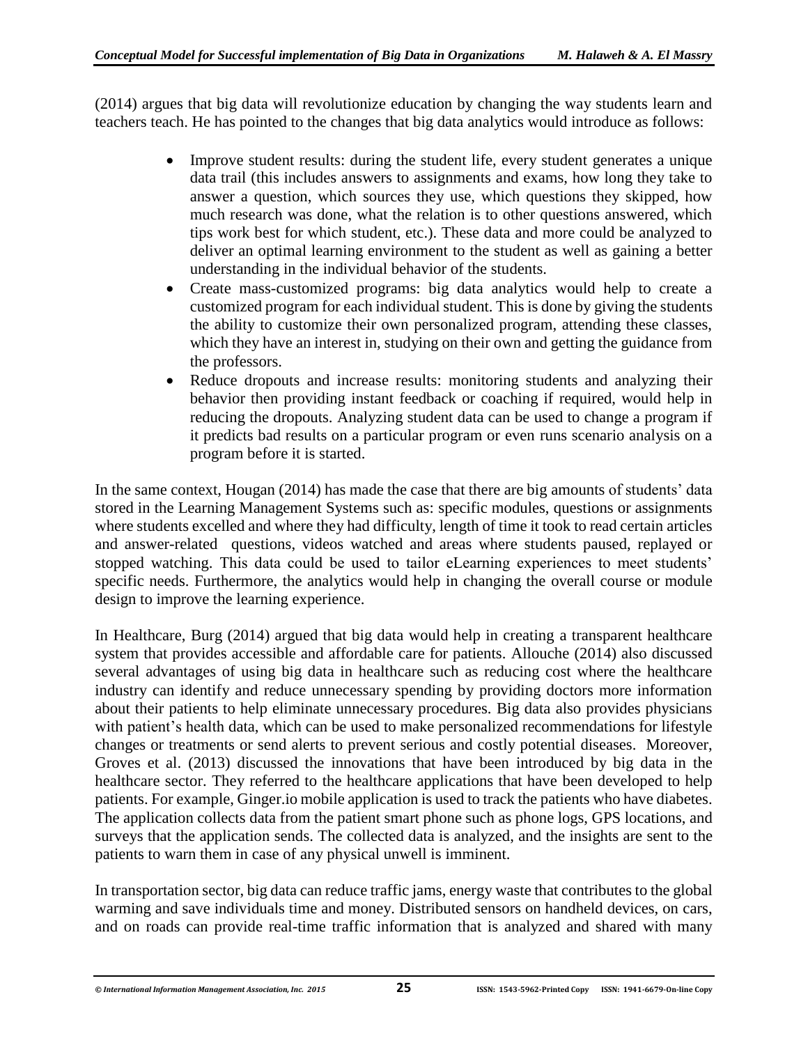(2014) argues that big data will revolutionize education by changing the way students learn and teachers teach. He has pointed to the changes that big data analytics would introduce as follows:

- Improve student results: during the student life, every student generates a unique data trail (this includes answers to assignments and exams, how long they take to answer a question, which sources they use, which questions they skipped, how much research was done, what the relation is to other questions answered, which tips work best for which student, etc.). These data and more could be analyzed to deliver an optimal learning environment to the student as well as gaining a better understanding in the individual behavior of the students.
- Create mass-customized programs: big data analytics would help to create a customized program for each individual student. This is done by giving the students the ability to customize their own personalized program, attending these classes, which they have an interest in, studying on their own and getting the guidance from the professors.
- Reduce dropouts and increase results: monitoring students and analyzing their behavior then providing instant feedback or coaching if required, would help in reducing the dropouts. Analyzing student data can be used to change a program if it predicts bad results on a particular program or even runs scenario analysis on a program before it is started.

In the same context, Hougan (2014) has made the case that there are big amounts of students' data stored in the Learning Management Systems such as: specific modules, questions or assignments where students excelled and where they had difficulty, length of time it took to read certain articles and answer-related questions, videos watched and areas where students paused, replayed or stopped watching. This data could be used to tailor eLearning experiences to meet students' specific needs. Furthermore, the analytics would help in changing the overall course or module design to improve the learning experience.

In Healthcare, Burg (2014) argued that big data would help in creating a transparent healthcare system that provides accessible and affordable care for patients. Allouche (2014) also discussed several advantages of using big data in healthcare such as reducing cost where the healthcare industry can identify and reduce unnecessary spending by providing doctors more information about their patients to help eliminate unnecessary procedures. Big data also provides physicians with patient's health data, which can be used to make personalized recommendations for lifestyle changes or treatments or send alerts to prevent serious and costly potential diseases. Moreover, Groves et al. (2013) discussed the innovations that have been introduced by big data in the healthcare sector. They referred to the healthcare applications that have been developed to help patients. For example, Ginger.io mobile application is used to track the patients who have diabetes. The application collects data from the patient smart phone such as phone logs, GPS locations, and surveys that the application sends. The collected data is analyzed, and the insights are sent to the patients to warn them in case of any physical unwell is imminent.

In transportation sector, big data can reduce traffic jams, energy waste that contributes to the global warming and save individuals time and money. Distributed sensors on handheld devices, on cars, and on roads can provide real-time traffic information that is analyzed and shared with many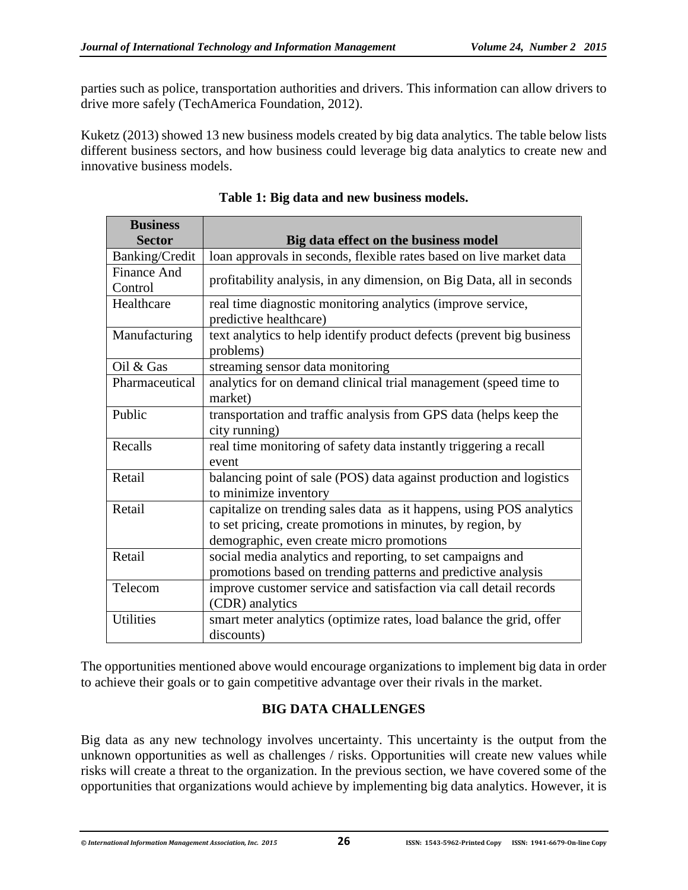parties such as police, transportation authorities and drivers. This information can allow drivers to drive more safely (TechAmerica Foundation, 2012).

Kuketz (2013) showed 13 new business models created by big data analytics. The table below lists different business sectors, and how business could leverage big data analytics to create new and innovative business models.

**Table 1: Big data and new business models.**

| Business Sector | Big data effect on the business model |
|---|---|
| Banking/Credit | loan approvals in seconds, flexible rates based on live market data |
| Finance And Control | profitability analysis, in any dimension, on Big Data, all in seconds |
| Healthcare | real time diagnostic monitoring analytics (improve service, predictive healthcare) |
| Manufacturing | text analytics to help identify product defects (prevent big business problems) |
| Oil & Gas | streaming sensor data monitoring |
| Pharmaceutical | analytics for on demand clinical trial management (speed time to market) |
| Public | transportation and traffic analysis from GPS data (helps keep the city running) |
| Recalls | real time monitoring of safety data instantly triggering a recall event |
| Retail | balancing point of sale (POS) data against production and logistics to minimize inventory |
| Retail | capitalize on trending sales data as it happens, using POS analytics to set pricing, create promotions in minutes, by region, by demographic, even create micro promotions |
| Retail | social media analytics and reporting, to set campaigns and promotions based on trending patterns and predictive analysis |
| Telecom | improve customer service and satisfaction via call detail records (CDR) analytics |
| Utilities | smart meter analytics (optimize rates, load balance the grid, offer discounts) |

The opportunities mentioned above would encourage organizations to implement big data in order to achieve their goals or to gain competitive advantage over their rivals in the market.

## BIG DATA CHALLENGES

Big data as any new technology involves uncertainty. This uncertainty is the output from the unknown opportunities as well as challenges / risks. Opportunities will create new values while risks will create a threat to the organization. In the previous section, we have covered some of the opportunities that organizations would achieve by implementing big data analytics. However, it is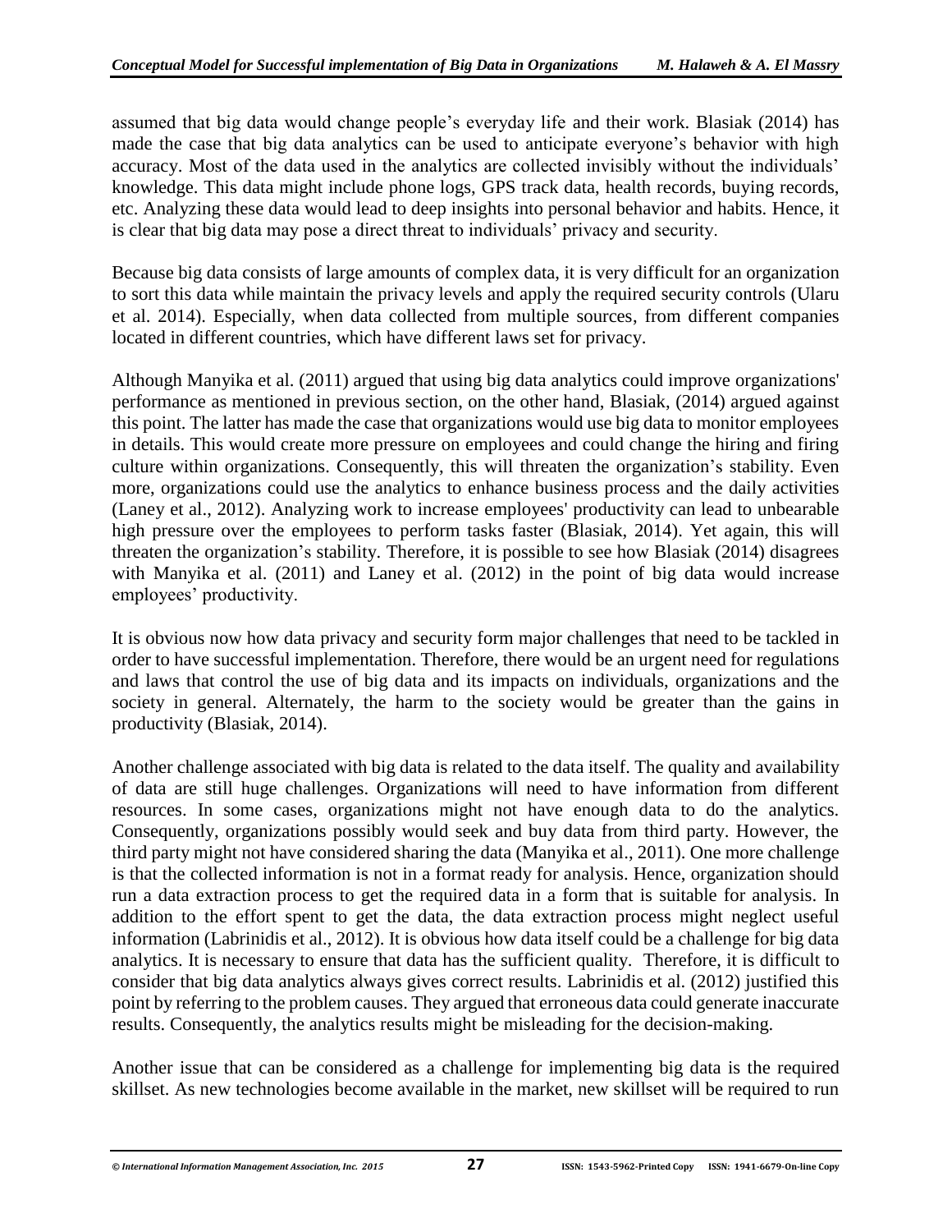assumed that big data would change people's everyday life and their work. Blasiak (2014) has made the case that big data analytics can be used to anticipate everyone's behavior with high accuracy. Most of the data used in the analytics are collected invisibly without the individuals' knowledge. This data might include phone logs, GPS track data, health records, buying records, etc. Analyzing these data would lead to deep insights into personal behavior and habits. Hence, it is clear that big data may pose a direct threat to individuals' privacy and security.

Because big data consists of large amounts of complex data, it is very difficult for an organization to sort this data while maintain the privacy levels and apply the required security controls (Ularu et al. 2014). Especially, when data collected from multiple sources, from different companies located in different countries, which have different laws set for privacy.

Although Manyika et al. (2011) argued that using big data analytics could improve organizations' performance as mentioned in previous section, on the other hand, Blasiak, (2014) argued against this point. The latter has made the case that organizations would use big data to monitor employees in details. This would create more pressure on employees and could change the hiring and firing culture within organizations. Consequently, this will threaten the organization's stability. Even more, organizations could use the analytics to enhance business process and the daily activities (Laney et al., 2012). Analyzing work to increase employees' productivity can lead to unbearable high pressure over the employees to perform tasks faster (Blasiak, 2014). Yet again, this will threaten the organization's stability. Therefore, it is possible to see how Blasiak (2014) disagrees with Manyika et al. (2011) and Laney et al. (2012) in the point of big data would increase employees' productivity.

It is obvious now how data privacy and security form major challenges that need to be tackled in order to have successful implementation. Therefore, there would be an urgent need for regulations and laws that control the use of big data and its impacts on individuals, organizations and the society in general. Alternately, the harm to the society would be greater than the gains in productivity (Blasiak, 2014).

Another challenge associated with big data is related to the data itself. The quality and availability of data are still huge challenges. Organizations will need to have information from different resources. In some cases, organizations might not have enough data to do the analytics. Consequently, organizations possibly would seek and buy data from third party. However, the third party might not have considered sharing the data (Manyika et al., 2011). One more challenge is that the collected information is not in a format ready for analysis. Hence, organization should run a data extraction process to get the required data in a form that is suitable for analysis. In addition to the effort spent to get the data, the data extraction process might neglect useful information (Labrinidis et al., 2012). It is obvious how data itself could be a challenge for big data analytics. It is necessary to ensure that data has the sufficient quality. Therefore, it is difficult to consider that big data analytics always gives correct results. Labrinidis et al. (2012) justified this point by referring to the problem causes. They argued that erroneous data could generate inaccurate results. Consequently, the analytics results might be misleading for the decision-making.

Another issue that can be considered as a challenge for implementing big data is the required skillset. As new technologies become available in the market, new skillset will be required to run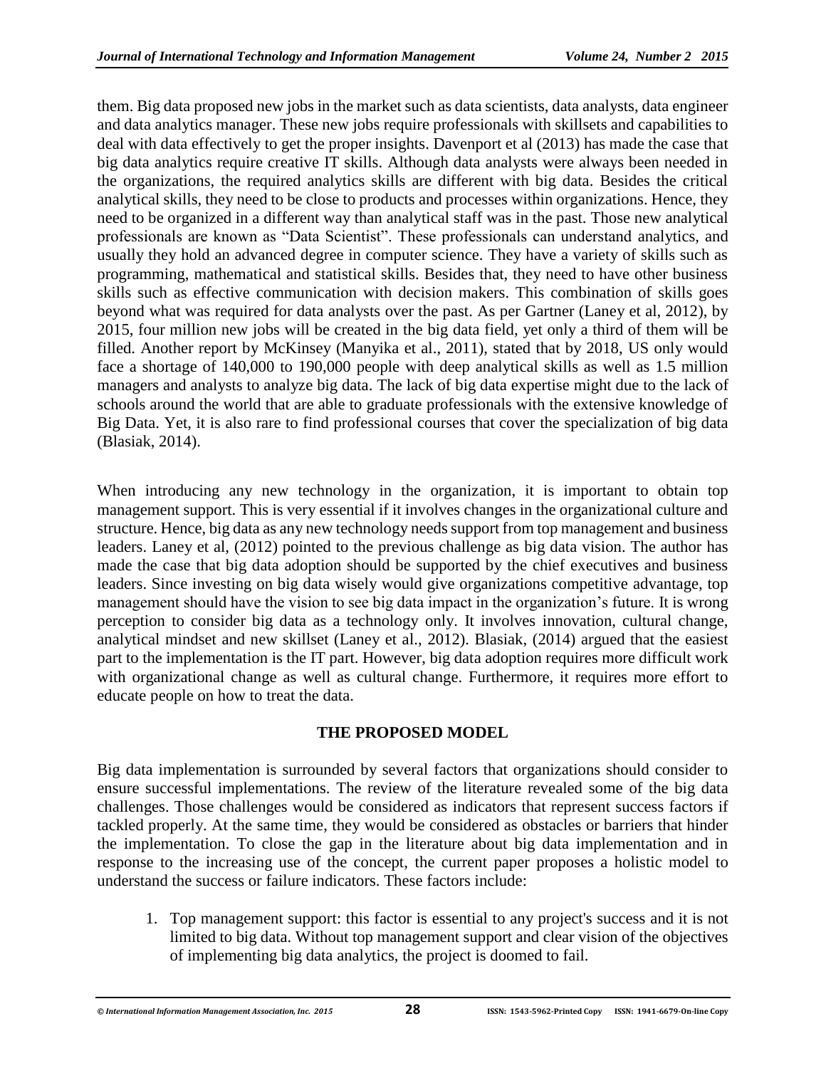them. Big data proposed new jobs in the market such as data scientists, data analysts, data engineer and data analytics manager. These new jobs require professionals with skillsets and capabilities to deal with data effectively to get the proper insights. Davenport et al (2013) has made the case that big data analytics require creative IT skills. Although data analysts were always been needed in the organizations, the required analytics skills are different with big data. Besides the critical analytical skills, they need to be close to products and processes within organizations. Hence, they need to be organized in a different way than analytical staff was in the past. Those new analytical professionals are known as "Data Scientist". These professionals can understand analytics, and usually they hold an advanced degree in computer science. They have a variety of skills such as programming, mathematical and statistical skills. Besides that, they need to have other business skills such as effective communication with decision makers. This combination of skills goes beyond what was required for data analysts over the past. As per Gartner (Laney et al, 2012), by 2015, four million new jobs will be created in the big data field, yet only a third of them will be filled. Another report by McKinsey (Manyika et al., 2011), stated that by 2018, US only would face a shortage of 140,000 to 190,000 people with deep analytical skills as well as 1.5 million managers and analysts to analyze big data. The lack of big data expertise might due to the lack of schools around the world that are able to graduate professionals with the extensive knowledge of Big Data. Yet, it is also rare to find professional courses that cover the specialization of big data (Blasiak, 2014).

When introducing any new technology in the organization, it is important to obtain top management support. This is very essential if it involves changes in the organizational culture and structure. Hence, big data as any new technology needs support from top management and business leaders. Laney et al, (2012) pointed to the previous challenge as big data vision. The author has made the case that big data adoption should be supported by the chief executives and business leaders. Since investing on big data wisely would give organizations competitive advantage, top management should have the vision to see big data impact in the organization's future. It is wrong perception to consider big data as a technology only. It involves innovation, cultural change, analytical mindset and new skillset (Laney et al., 2012). Blasiak, (2014) argued that the easiest part to the implementation is the IT part. However, big data adoption requires more difficult work with organizational change as well as cultural change. Furthermore, it requires more effort to educate people on how to treat the data.

## THE PROPOSED MODEL

Big data implementation is surrounded by several factors that organizations should consider to ensure successful implementations. The review of the literature revealed some of the big data challenges. Those challenges would be considered as indicators that represent success factors if tackled properly. At the same time, they would be considered as obstacles or barriers that hinder the implementation. To close the gap in the literature about big data implementation and in response to the increasing use of the concept, the current paper proposes a holistic model to understand the success or failure indicators. These factors include:

1. Top management support: this factor is essential to any project's success and it is not limited to big data. Without top management support and clear vision of the objectives of implementing big data analytics, the project is doomed to fail.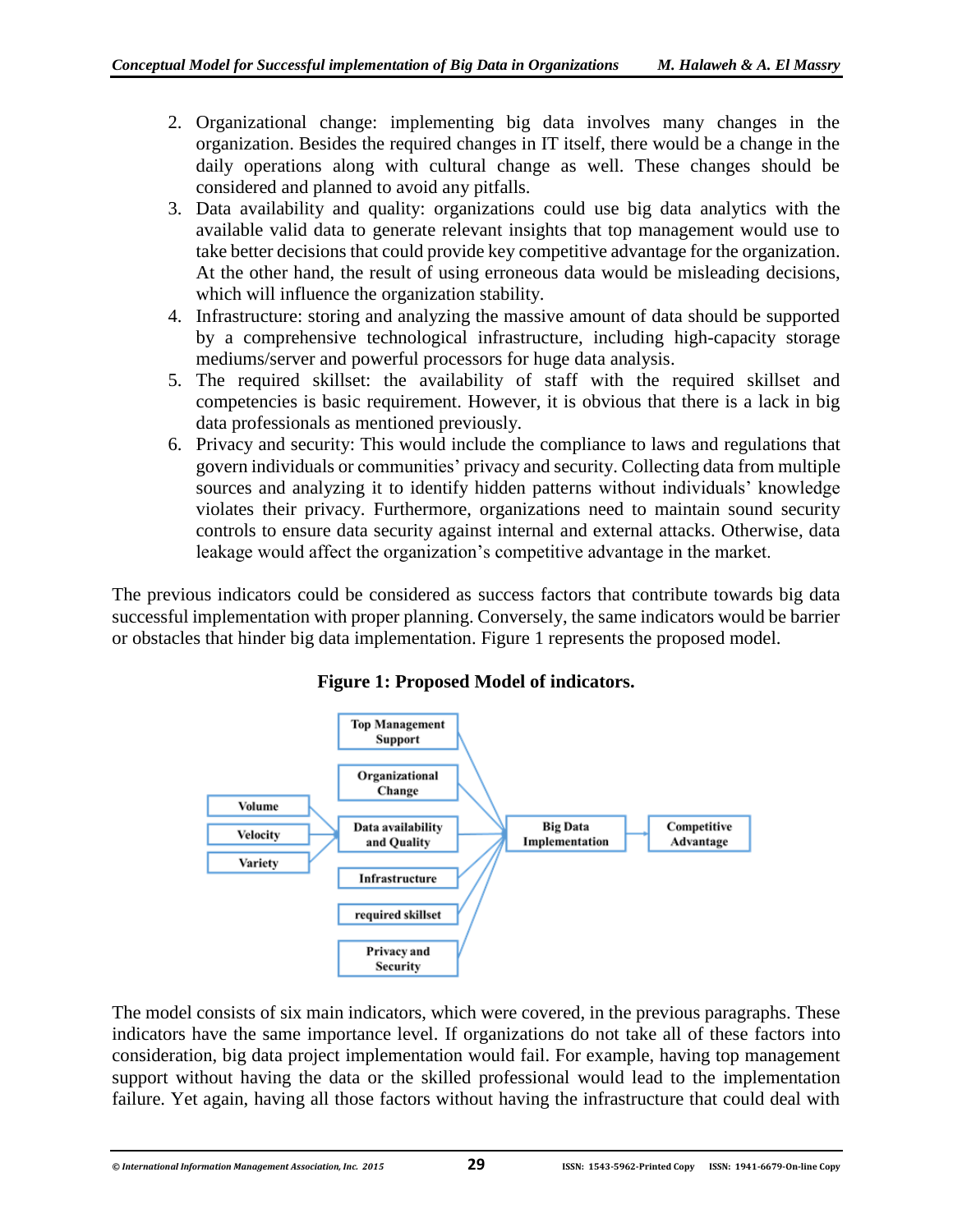2. Organizational change: implementing big data involves many changes in the organization. Besides the required changes in IT itself, there would be a change in the daily operations along with cultural change as well. These changes should be considered and planned to avoid any pitfalls.
3. Data availability and quality: organizations could use big data analytics with the available valid data to generate relevant insights that top management would use to take better decisions that could provide key competitive advantage for the organization. At the other hand, the result of using erroneous data would be misleading decisions, which will influence the organization stability.
4. Infrastructure: storing and analyzing the massive amount of data should be supported by a comprehensive technological infrastructure, including high-capacity storage mediums/server and powerful processors for huge data analysis.
5. The required skillset: the availability of staff with the required skillset and competencies is basic requirement. However, it is obvious that there is a lack in big data professionals as mentioned previously.
6. Privacy and security: This would include the compliance to laws and regulations that govern individuals or communities' privacy and security. Collecting data from multiple sources and analyzing it to identify hidden patterns without individuals' knowledge violates their privacy. Furthermore, organizations need to maintain sound security controls to ensure data security against internal and external attacks. Otherwise, data leakage would affect the organization's competitive advantage in the market.

The previous indicators could be considered as success factors that contribute towards big data successful implementation with proper planning. Conversely, the same indicators would be barrier or obstacles that hinder big data implementation. Figure 1 represents the proposed model.

**Figure 1: Proposed Model of indicators.**

The model consists of six main indicators, which were covered, in the previous paragraphs. These indicators have the same importance level. If organizations do not take all of these factors into consideration, big data project implementation would fail. For example, having top management support without having the data or the skilled professional would lead to the implementation failure. Yet again, having all those factors without having the infrastructure that could deal with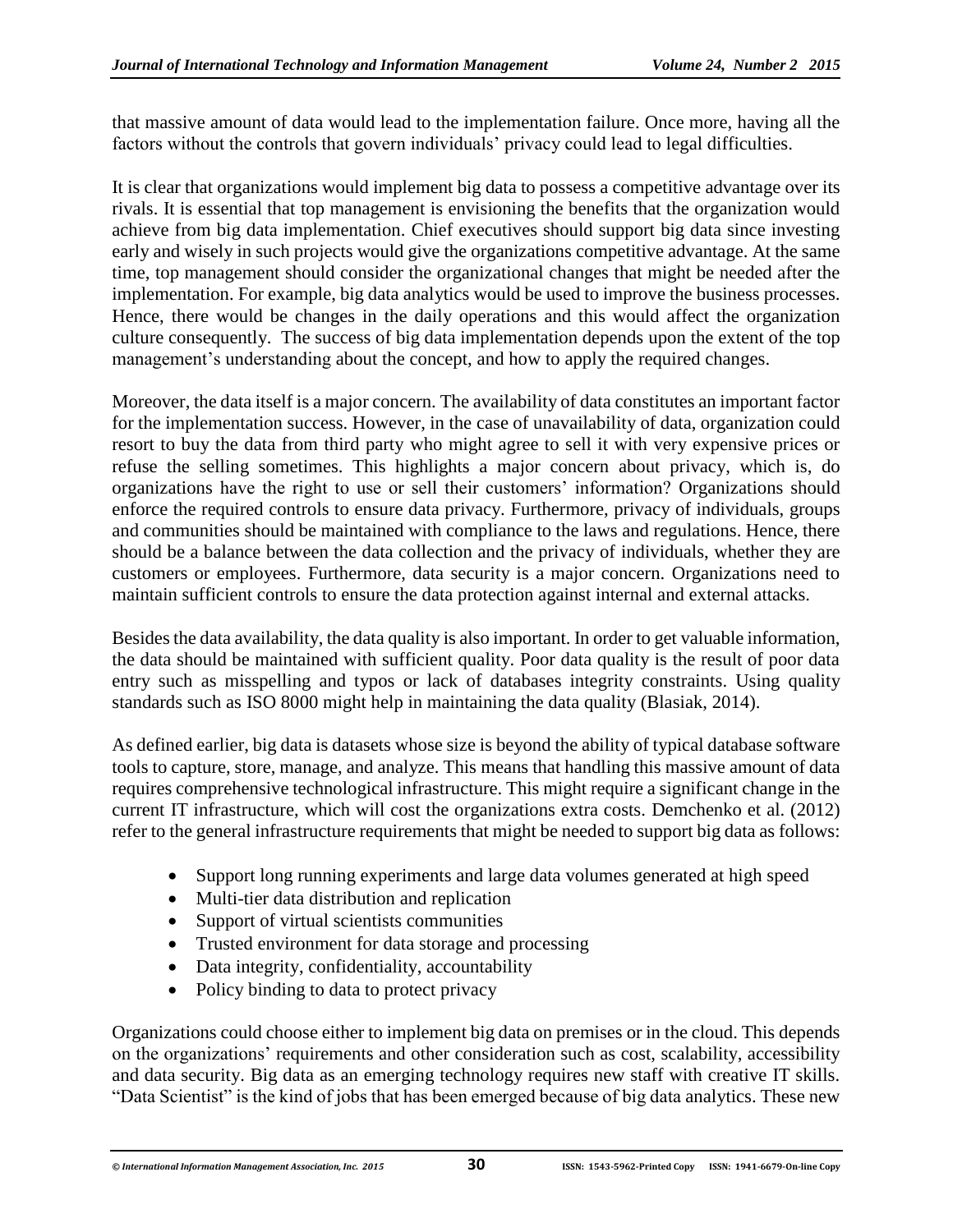that massive amount of data would lead to the implementation failure. Once more, having all the factors without the controls that govern individuals' privacy could lead to legal difficulties.

It is clear that organizations would implement big data to possess a competitive advantage over its rivals. It is essential that top management is envisioning the benefits that the organization would achieve from big data implementation. Chief executives should support big data since investing early and wisely in such projects would give the organizations competitive advantage. At the same time, top management should consider the organizational changes that might be needed after the implementation. For example, big data analytics would be used to improve the business processes. Hence, there would be changes in the daily operations and this would affect the organization culture consequently. The success of big data implementation depends upon the extent of the top management's understanding about the concept, and how to apply the required changes.

Moreover, the data itself is a major concern. The availability of data constitutes an important factor for the implementation success. However, in the case of unavailability of data, organization could resort to buy the data from third party who might agree to sell it with very expensive prices or refuse the selling sometimes. This highlights a major concern about privacy, which is, do organizations have the right to use or sell their customers' information? Organizations should enforce the required controls to ensure data privacy. Furthermore, privacy of individuals, groups and communities should be maintained with compliance to the laws and regulations. Hence, there should be a balance between the data collection and the privacy of individuals, whether they are customers or employees. Furthermore, data security is a major concern. Organizations need to maintain sufficient controls to ensure the data protection against internal and external attacks.

Besides the data availability, the data quality is also important. In order to get valuable information, the data should be maintained with sufficient quality. Poor data quality is the result of poor data entry such as misspelling and typos or lack of databases integrity constraints. Using quality standards such as ISO 8000 might help in maintaining the data quality (Blasiak, 2014).

As defined earlier, big data is datasets whose size is beyond the ability of typical database software tools to capture, store, manage, and analyze. This means that handling this massive amount of data requires comprehensive technological infrastructure. This might require a significant change in the current IT infrastructure, which will cost the organizations extra costs. Demchenko et al. (2012) refer to the general infrastructure requirements that might be needed to support big data as follows:

- Support long running experiments and large data volumes generated at high speed
- Multi-tier data distribution and replication
- Support of virtual scientists communities
- Trusted environment for data storage and processing
- Data integrity, confidentiality, accountability
- Policy binding to data to protect privacy

Organizations could choose either to implement big data on premises or in the cloud. This depends on the organizations' requirements and other consideration such as cost, scalability, accessibility and data security. Big data as an emerging technology requires new staff with creative IT skills. "Data Scientist" is the kind of jobs that has been emerged because of big data analytics. These new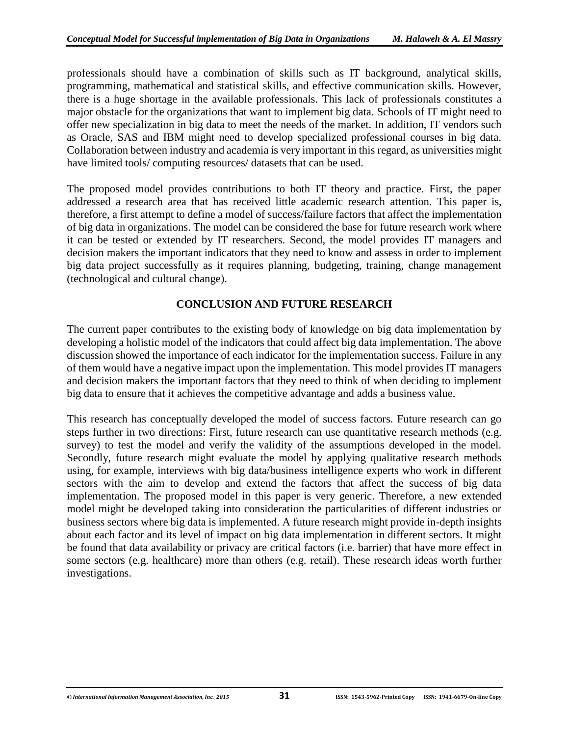professionals should have a combination of skills such as IT background, analytical skills, programming, mathematical and statistical skills, and effective communication skills. However, there is a huge shortage in the available professionals. This lack of professionals constitutes a major obstacle for the organizations that want to implement big data. Schools of IT might need to offer new specialization in big data to meet the needs of the market. In addition, IT vendors such as Oracle, SAS and IBM might need to develop specialized professional courses in big data. Collaboration between industry and academia is very important in this regard, as universities might have limited tools/ computing resources/ datasets that can be used.

The proposed model provides contributions to both IT theory and practice. First, the paper addressed a research area that has received little academic research attention. This paper is, therefore, a first attempt to define a model of success/failure factors that affect the implementation of big data in organizations. The model can be considered the base for future research work where it can be tested or extended by IT researchers. Second, the model provides IT managers and decision makers the important indicators that they need to know and assess in order to implement big data project successfully as it requires planning, budgeting, training, change management (technological and cultural change).

## CONCLUSION AND FUTURE RESEARCH

The current paper contributes to the existing body of knowledge on big data implementation by developing a holistic model of the indicators that could affect big data implementation. The above discussion showed the importance of each indicator for the implementation success. Failure in any of them would have a negative impact upon the implementation. This model provides IT managers and decision makers the important factors that they need to think of when deciding to implement big data to ensure that it achieves the competitive advantage and adds a business value.

This research has conceptually developed the model of success factors. Future research can go steps further in two directions: First, future research can use quantitative research methods (e.g. survey) to test the model and verify the validity of the assumptions developed in the model. Secondly, future research might evaluate the model by applying qualitative research methods using, for example, interviews with big data/business intelligence experts who work in different sectors with the aim to develop and extend the factors that affect the success of big data implementation. The proposed model in this paper is very generic. Therefore, a new extended model might be developed taking into consideration the particularities of different industries or business sectors where big data is implemented. A future research might provide in-depth insights about each factor and its level of impact on big data implementation in different sectors. It might be found that data availability or privacy are critical factors (i.e. barrier) that have more effect in some sectors (e.g. healthcare) more than others (e.g. retail). These research ideas worth further investigations.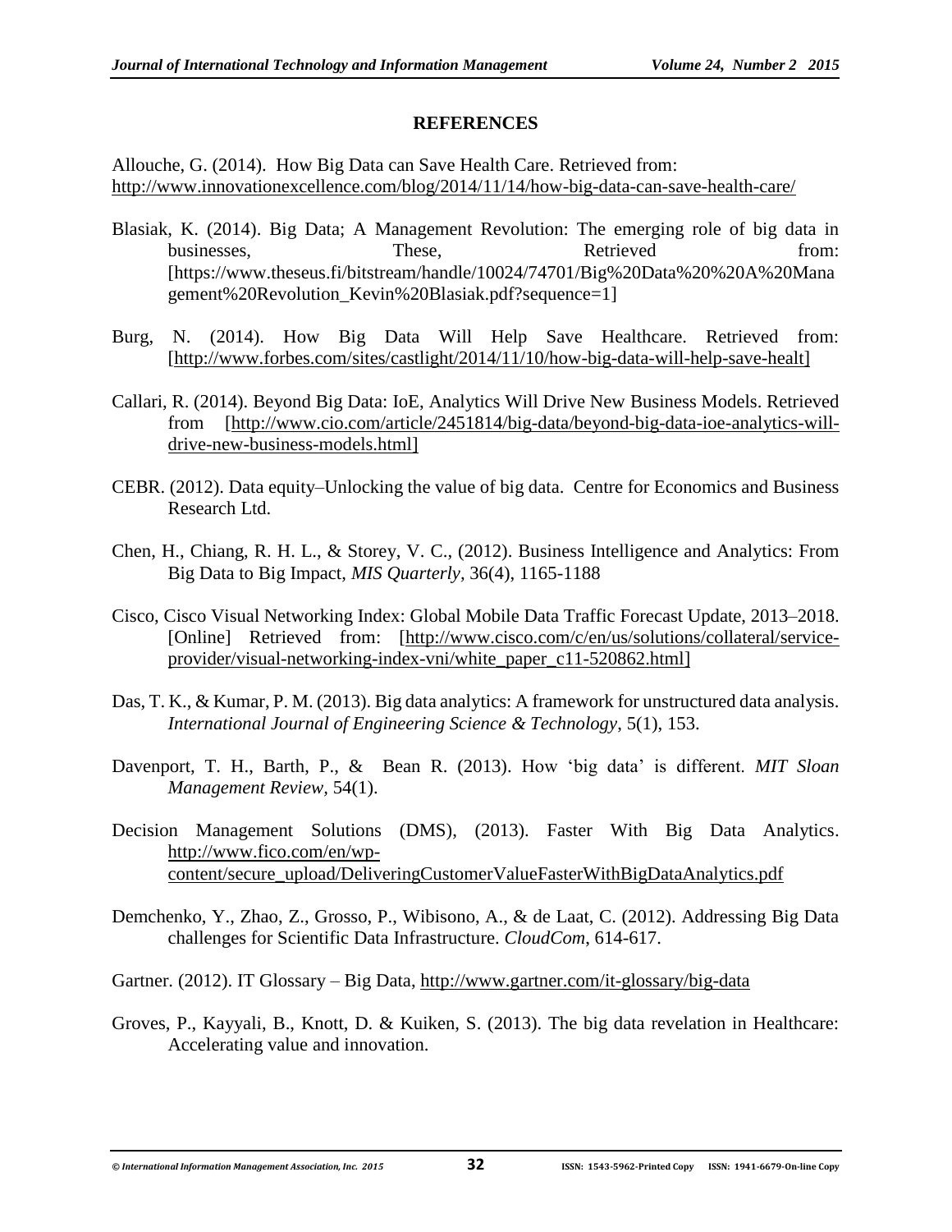## REFERENCES

Allouche, G. (2014). How Big Data can Save Health Care. Retrieved from: http://www.innovationexcellence.com/blog/2014/11/14/how-big-data-can-save-health-care/

Blasiak, K. (2014). Big Data; A Management Revolution: The emerging role of big data in businesses, These, Retrieved from: [https://www.theseus.fi/bitstream/handle/10024/74701/Big%20Data%20%20A%20Management%20Revolution_Kevin%20Blasiak.pdf?sequence=1]

Burg, N. (2014). How Big Data Will Help Save Healthcare. Retrieved from: [http://www.forbes.com/sites/castlight/2014/11/10/how-big-data-will-help-save-healt]

Callari, R. (2014). Beyond Big Data: IoE, Analytics Will Drive New Business Models. Retrieved from [http://www.cio.com/article/2451814/big-data/beyond-big-data-ioe-analytics-will-drive-new-business-models.html]

CEBR. (2012). Data equity–Unlocking the value of big data. Centre for Economics and Business Research Ltd.

Chen, H., Chiang, R. H. L., & Storey, V. C., (2012). Business Intelligence and Analytics: From Big Data to Big Impact, *MIS Quarterly*, 36(4), 1165-1188

Cisco, Cisco Visual Networking Index: Global Mobile Data Traffic Forecast Update, 2013–2018. [Online] Retrieved from: [http://www.cisco.com/c/en/us/solutions/collateral/service-provider/visual-networking-index-vni/white_paper_c11-520862.html]

Das, T. K., & Kumar, P. M. (2013). Big data analytics: A framework for unstructured data analysis. *International Journal of Engineering Science & Technology*, 5(1), 153.

Davenport, T. H., Barth, P., & Bean R. (2013). How 'big data' is different. *MIT Sloan Management Review*, 54(1).

Decision Management Solutions (DMS), (2013). Faster With Big Data Analytics. http://www.fico.com/en/wp-content/secure_upload/DeliveringCustomerValueFasterWithBigDataAnalytics.pdf

Demchenko, Y., Zhao, Z., Grosso, P., Wibisono, A., & de Laat, C. (2012). Addressing Big Data challenges for Scientific Data Infrastructure. *CloudCom*, 614-617.

Gartner. (2012). IT Glossary – Big Data, http://www.gartner.com/it-glossary/big-data

Groves, P., Kayyali, B., Knott, D. & Kuiken, S. (2013). The big data revelation in Healthcare: Accelerating value and innovation.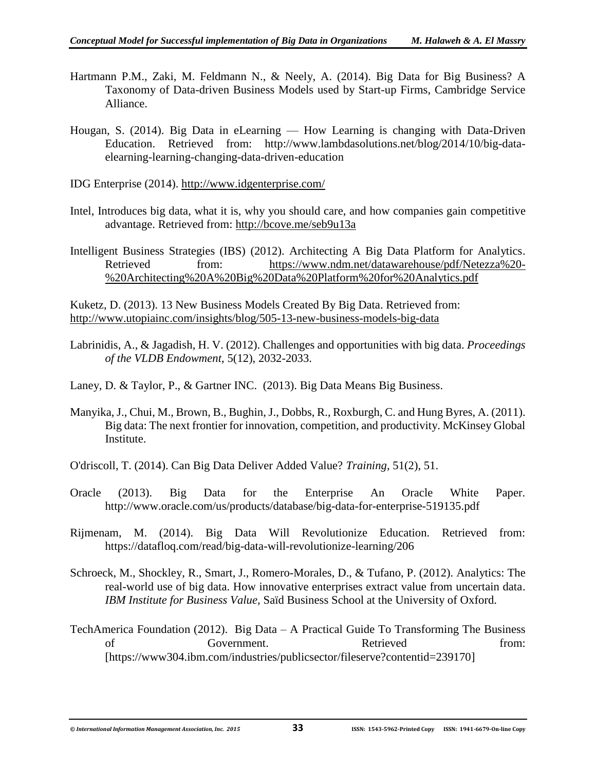Hartmann P.M., Zaki, M. Feldmann N., & Neely, A. (2014). Big Data for Big Business? A Taxonomy of Data-driven Business Models used by Start-up Firms, Cambridge Service Alliance.

Hougan, S. (2014). Big Data in eLearning — How Learning is changing with Data-Driven Education. Retrieved from: http://www.lambdasolutions.net/blog/2014/10/big-data-elearning-learning-changing-data-driven-education

IDG Enterprise (2014). http://www.idgenterprise.com/

Intel, Introduces big data, what it is, why you should care, and how companies gain competitive advantage. Retrieved from: http://bcove.me/seb9u13a

Intelligent Business Strategies (IBS) (2012). Architecting A Big Data Platform for Analytics. Retrieved from: https://www.ndm.net/datawarehouse/pdf/Netezza%20-%20Architecting%20A%20Big%20Data%20Platform%20for%20Analytics.pdf

Kuketz, D. (2013). 13 New Business Models Created By Big Data. Retrieved from: http://www.utopiainc.com/insights/blog/505-13-new-business-models-big-data

Labrinidis, A., & Jagadish, H. V. (2012). Challenges and opportunities with big data. *Proceedings of the VLDB Endowment*, 5(12), 2032-2033.

Laney, D. & Taylor, P., & Gartner INC. (2013). Big Data Means Big Business.

Manyika, J., Chui, M., Brown, B., Bughin, J., Dobbs, R., Roxburgh, C. and Hung Byres, A. (2011). Big data: The next frontier for innovation, competition, and productivity. McKinsey Global Institute.

O'driscoll, T. (2014). Can Big Data Deliver Added Value? *Training*, 51(2), 51.

Oracle (2013). Big Data for the Enterprise An Oracle White Paper. http://www.oracle.com/us/products/database/big-data-for-enterprise-519135.pdf

Rijmenam, M. (2014). Big Data Will Revolutionize Education. Retrieved from: https://datafloq.com/read/big-data-will-revolutionize-learning/206

Schroeck, M., Shockley, R., Smart, J., Romero-Morales, D., & Tufano, P. (2012). Analytics: The real-world use of big data. How innovative enterprises extract value from uncertain data. *IBM Institute for Business Value*, Saïd Business School at the University of Oxford.

TechAmerica Foundation (2012). Big Data – A Practical Guide To Transforming The Business of Government. Retrieved from: [https://www304.ibm.com/industries/publicsector/fileserve?contentid=239170]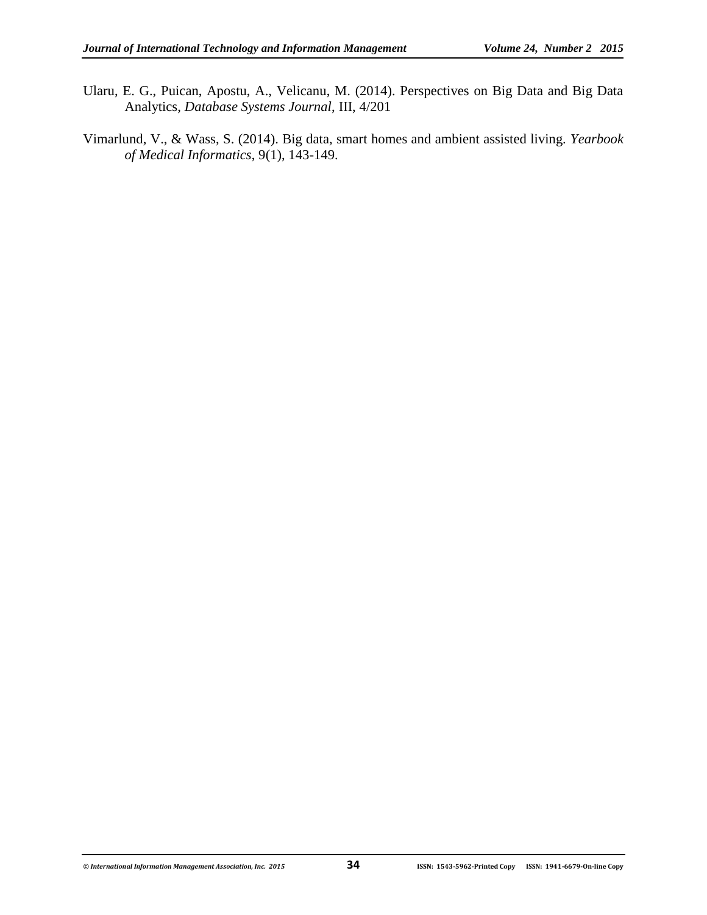Ularu, E. G., Puican, Apostu, A., Velicanu, M. (2014). Perspectives on Big Data and Big Data Analytics, *Database Systems Journal*, III, 4/201

Vimarlund, V., & Wass, S. (2014). Big data, smart homes and ambient assisted living. *Yearbook of Medical Informatics*, 9(1), 143-149.